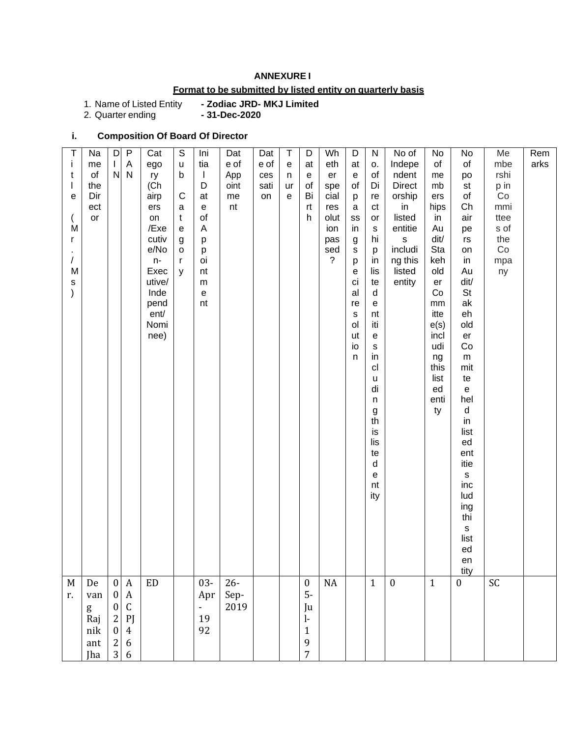**ANNEXURE I**

**Format to be submitted by listed entity on quarterly basis**

1. Name of Listed Entity **- Zodiac JRD- MKJ Limited**
2. Quarter ending **- 31-Dec-2020**

**i. Composition Of Board Of Director**

| Title (Mr./Ms) | Name of the Director | DIN | PAN | Category (Chairperson /Executive/Non-Executive/ Independent/ Nominee) | Sub Category | Initial Date of Appointment | Date of Appointment | Date of cessation | Tenure | Date of Birth | Whether special resolution passed? | Date of passing special resolution | No. of Directorships in listed entities including this listed entity | No of Independent Directorship in listed entities including this listed entity | No of memberships in Audit/ Stakeholder Committee(s) including this listed entity | No of post of Chairperson in Audit/ Stakeholder Committee held in listed entities including this listed entity | Membership in Committees of the Company | Remarks |
|---|---|---|---|---|---|---|---|---|---|---|---|---|---|---|---|---|---|---|
| Mr. | Devang Rajnikant Jha | 0002023 | AACPJ466 | ED | | 03-Apr-1992 | 26-Sep-2019 | | | 05-Jul-197 | NA | | 1 | 0 | 1 | 0 | SC | |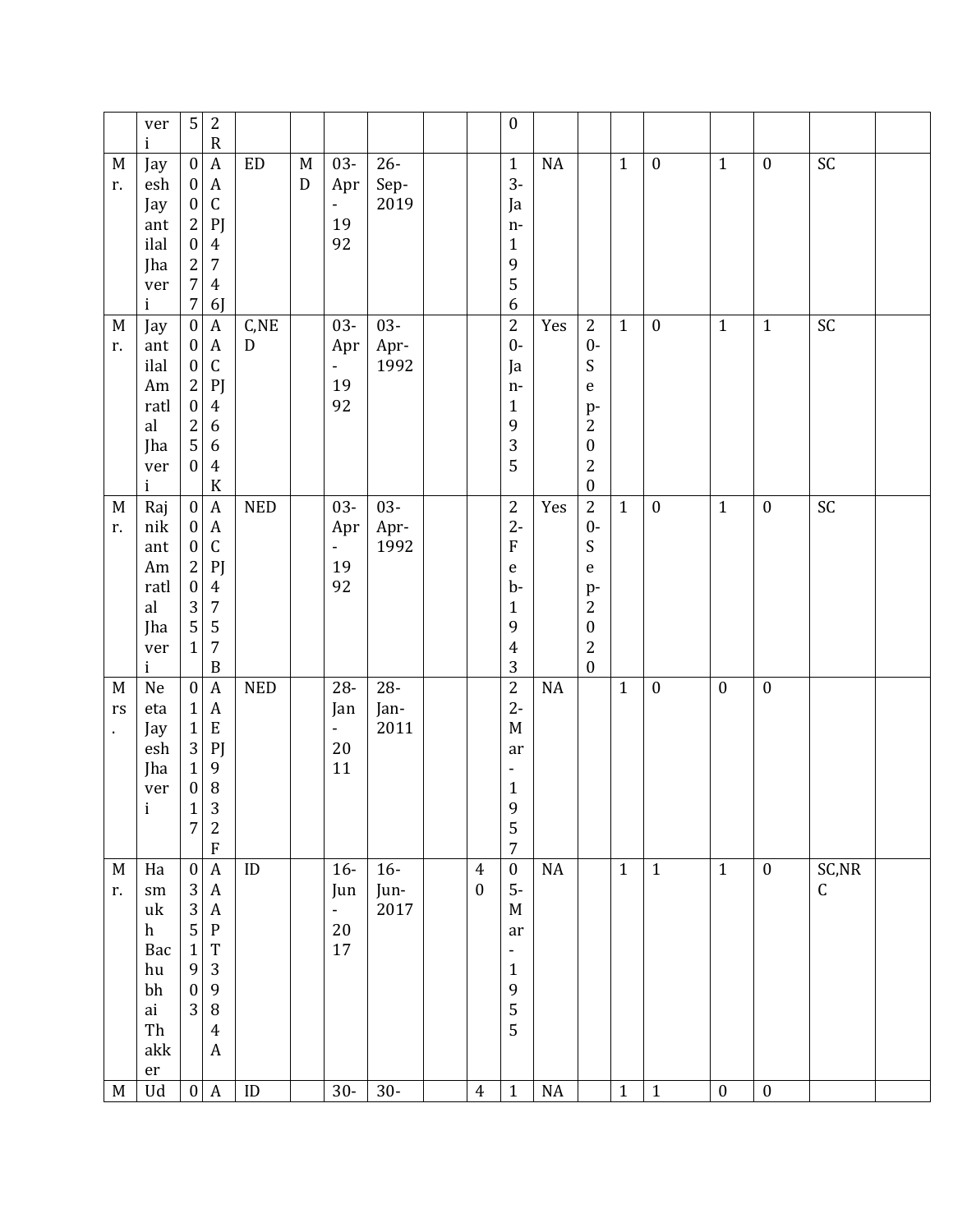| | | | | | | | | | | | | | | | | | | | |
|---|---|---|---|---|---|---|---|---|---|---|---|---|---|---|---|---|---|---|---|
| | veri | 5 | 2R | | | | | | | 0 | | | | | | | | | |
| Mr. | Jayesh Jayantilal Jhaveri | 00020277 | AACPJ4746J | ED | MD | 03-Apr-1992 | 26-Sep-2019 | | | 13-Jan-1956 | NA | | 1 | 0 | 1 | 0 | SC | | |
| Mr. | Jayantilal Amratlal Jhaveri | 00020250 | AACPJ4664K | C,NED | | 03-Apr-1992 | 03-Apr-1992 | | | 20-Jan-1935 | Yes | 20-Sep-2020 | 1 | 0 | 1 | 1 | SC | | |
| Mr. | Rajnikant Amratlal Jhaveri | 00020351 | AACPJ4757B | NED | | 03-Apr-1992 | 03-Apr-1992 | | | 22-Feb-1943 | Yes | 20-Sep-2020 | 1 | 0 | 1 | 0 | SC | | |
| Mrs. | Neeta Jayesh Jhaveri | 01131017 | AAEPJ9832F | NED | | 28-Jan-2011 | 28-Jan-2011 | | | 22-Mar-1957 | NA | | 1 | 0 | 0 | 0 | | | |
| Mr. | Hasmukh Bachubhai Thakker | 03351903 | AAAPT3984A | ID | | 16-Jun-2017 | 16-Jun-2017 | | 40 | 05-Mar-1955 | NA | | 1 | 1 | 1 | 0 | SC,NRC | | |
| M | Ud | 0 | A | ID | | 30- | 30- | | 4 | 1 | NA | | 1 | 1 | 0 | 0 | | | |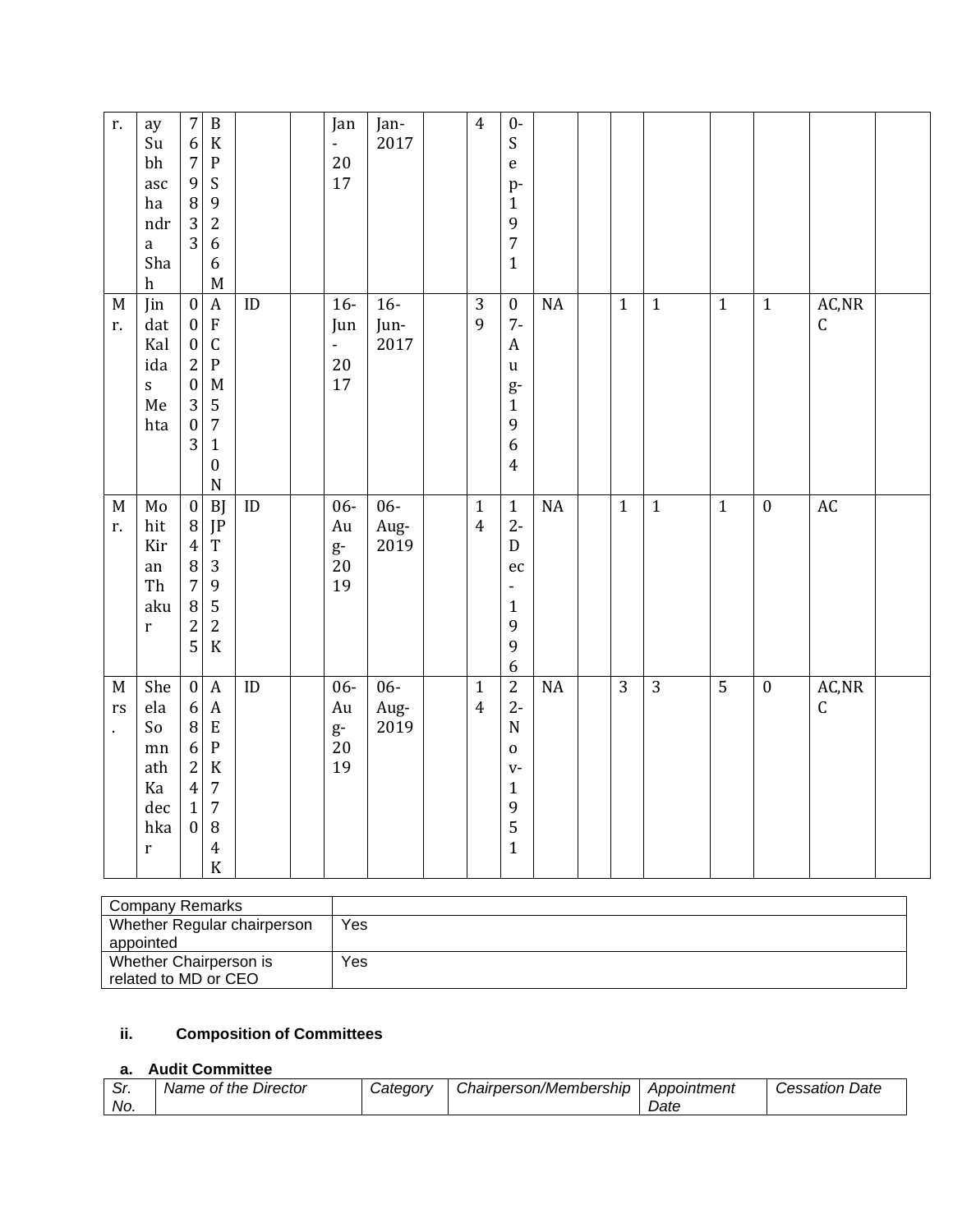| | | | | | | | | | | | | | | | | | | |
|---|---|---|---|---|---|---|---|---|---|---|---|---|---|---|---|---|---|---|
| r. | ay Subhaschandra Shah | 76798333 | BKPS9266M | | | Jan-2017 | Jan-2017 | | 4 | 0-Sep-1971 | | | | | | | | |
| Mr. | Jindat Kalidas Mehta | 00020303 | AFCPM5710N | ID | | 16-Jun-2017 | 16-Jun-2017 | | 39 | 07-Aug-1964 | NA | | 1 | 1 | 1 | 1 | AC,NRC | |
| Mr. | Mohit Kiran Thakur | 08487825 | BJJPT3952K | ID | | 06-Aug-2019 | 06-Aug-2019 | | 14 | 12-Dec-1996 | NA | | 1 | 1 | 1 | 0 | AC | |
| Mrs. | Sheela Somnath Kadechkar | 06862410 | AAEPK7784K | ID | | 06-Aug-2019 | 06-Aug-2019 | | 14 | 22-Nov-1951 | NA | | 3 | 3 | 5 | 0 | AC,NRC | |

| Company Remarks | |
|---|---|
| Whether Regular chairperson appointed | Yes |
| Whether Chairperson is related to MD or CEO | Yes |

### ii. Composition of Committees

**a. Audit Committee**

| *Sr. No.* | *Name of the Director* | *Category* | *Chairperson/Membership* | *Appointment Date* | *Cessation Date* |
|---|---|---|---|---|---|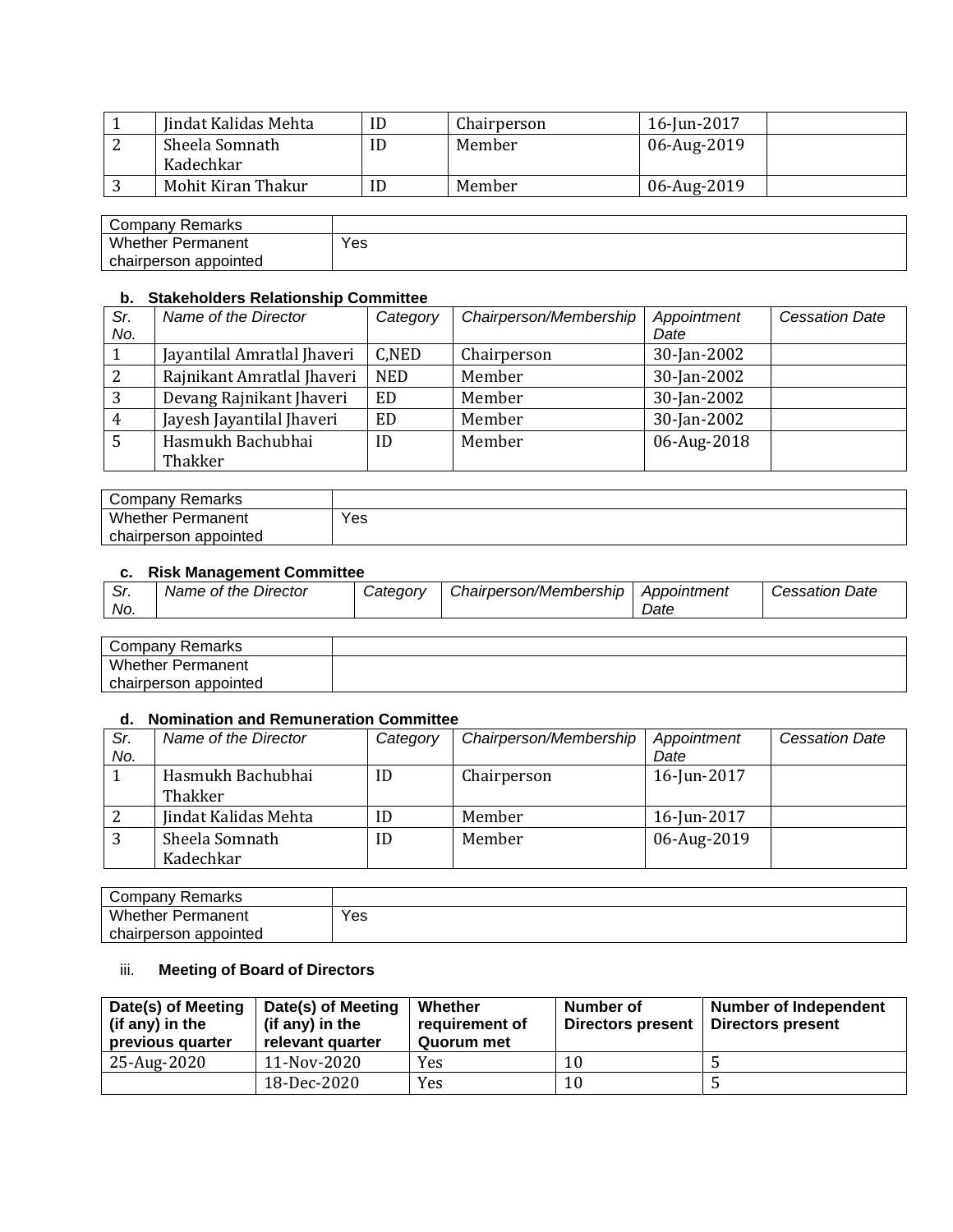| 1 | Jindat Kalidas Mehta | ID | Chairperson | 16-Jun-2017 | |
|---|---|---|---|---|---|
| 2 | Sheela Somnath Kadechkar | ID | Member | 06-Aug-2019 | |
| 3 | Mohit Kiran Thakur | ID | Member | 06-Aug-2019 | |

| Company Remarks | |
|---|---|
| Whether Permanent chairperson appointed | Yes |

**b. Stakeholders Relationship Committee**

| *Sr. No.* | *Name of the Director* | *Category* | *Chairperson/Membership* | *Appointment Date* | *Cessation Date* |
|---|---|---|---|---|---|
| 1 | Jayantilal Amratlal Jhaveri | C,NED | Chairperson | 30-Jan-2002 | |
| 2 | Rajnikant Amratlal Jhaveri | NED | Member | 30-Jan-2002 | |
| 3 | Devang Rajnikant Jhaveri | ED | Member | 30-Jan-2002 | |
| 4 | Jayesh Jayantilal Jhaveri | ED | Member | 30-Jan-2002 | |
| 5 | Hasmukh Bachubhai Thakker | ID | Member | 06-Aug-2018 | |

| Company Remarks | |
|---|---|
| Whether Permanent chairperson appointed | Yes |

**c. Risk Management Committee**

| *Sr. No.* | *Name of the Director* | *Category* | *Chairperson/Membership* | *Appointment Date* | *Cessation Date* |
|---|---|---|---|---|---|

| Company Remarks | |
|---|---|
| Whether Permanent chairperson appointed | |

**d. Nomination and Remuneration Committee**

| *Sr. No.* | *Name of the Director* | *Category* | *Chairperson/Membership* | *Appointment Date* | *Cessation Date* |
|---|---|---|---|---|---|
| 1 | Hasmukh Bachubhai Thakker | ID | Chairperson | 16-Jun-2017 | |
| 2 | Jindat Kalidas Mehta | ID | Member | 16-Jun-2017 | |
| 3 | Sheela Somnath Kadechkar | ID | Member | 06-Aug-2019 | |

| Company Remarks | |
|---|---|
| Whether Permanent chairperson appointed | Yes |

iii. **Meeting of Board of Directors**

| **Date(s) of Meeting (if any) in the previous quarter** | **Date(s) of Meeting (if any) in the relevant quarter** | **Whether requirement of Quorum met** | **Number of Directors present** | **Number of Independent Directors present** |
|---|---|---|---|---|
| 25-Aug-2020 | 11-Nov-2020 | Yes | 10 | 5 |
| | 18-Dec-2020 | Yes | 10 | 5 |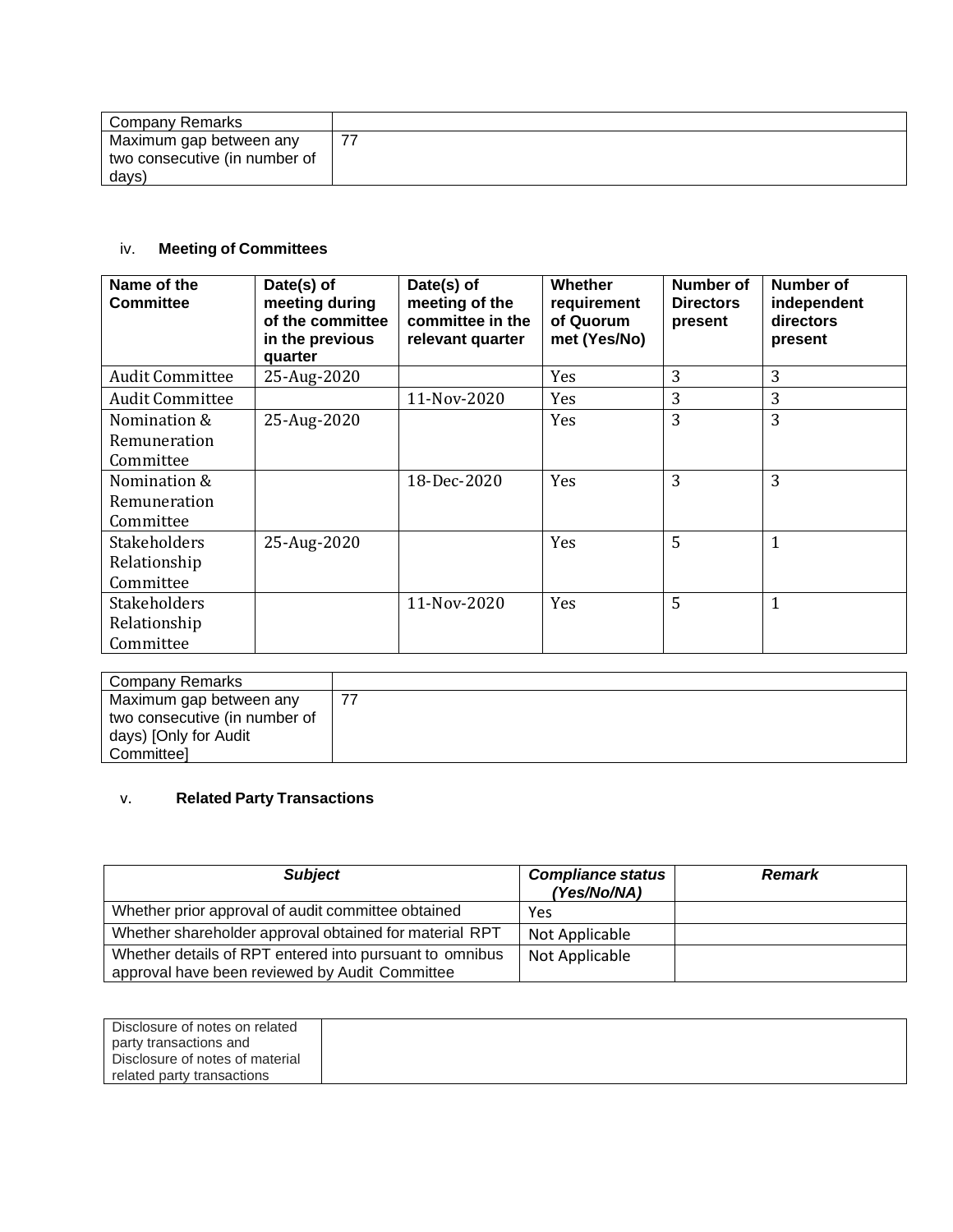| Company Remarks | |
|---|---|
| Maximum gap between any two consecutive (in number of days) | 77 |

iv. **Meeting of Committees**

| Name of the Committee | Date(s) of meeting during of the committee in the previous quarter | Date(s) of meeting of the committee in the relevant quarter | Whether requirement of Quorum met (Yes/No) | Number of Directors present | Number of independent directors present |
|---|---|---|---|---|---|
| Audit Committee | 25-Aug-2020 | | Yes | 3 | 3 |
| Audit Committee | | 11-Nov-2020 | Yes | 3 | 3 |
| Nomination & Remuneration Committee | 25-Aug-2020 | | Yes | 3 | 3 |
| Nomination & Remuneration Committee | | 18-Dec-2020 | Yes | 3 | 3 |
| Stakeholders Relationship Committee | 25-Aug-2020 | | Yes | 5 | 1 |
| Stakeholders Relationship Committee | | 11-Nov-2020 | Yes | 5 | 1 |

| Company Remarks | |
|---|---|
| Maximum gap between any two consecutive (in number of days) [Only for Audit Committee] | 77 |

v. **Related Party Transactions**

| ***Subject*** | ***Compliance status (Yes/No/NA)*** | ***Remark*** |
|---|---|---|
| Whether prior approval of audit committee obtained | Yes | |
| Whether shareholder approval obtained for material RPT | Not Applicable | |
| Whether details of RPT entered into pursuant to omnibus approval have been reviewed by Audit Committee | Not Applicable | |

| Disclosure of notes on related party transactions and Disclosure of notes of material related party transactions | |
|---|---|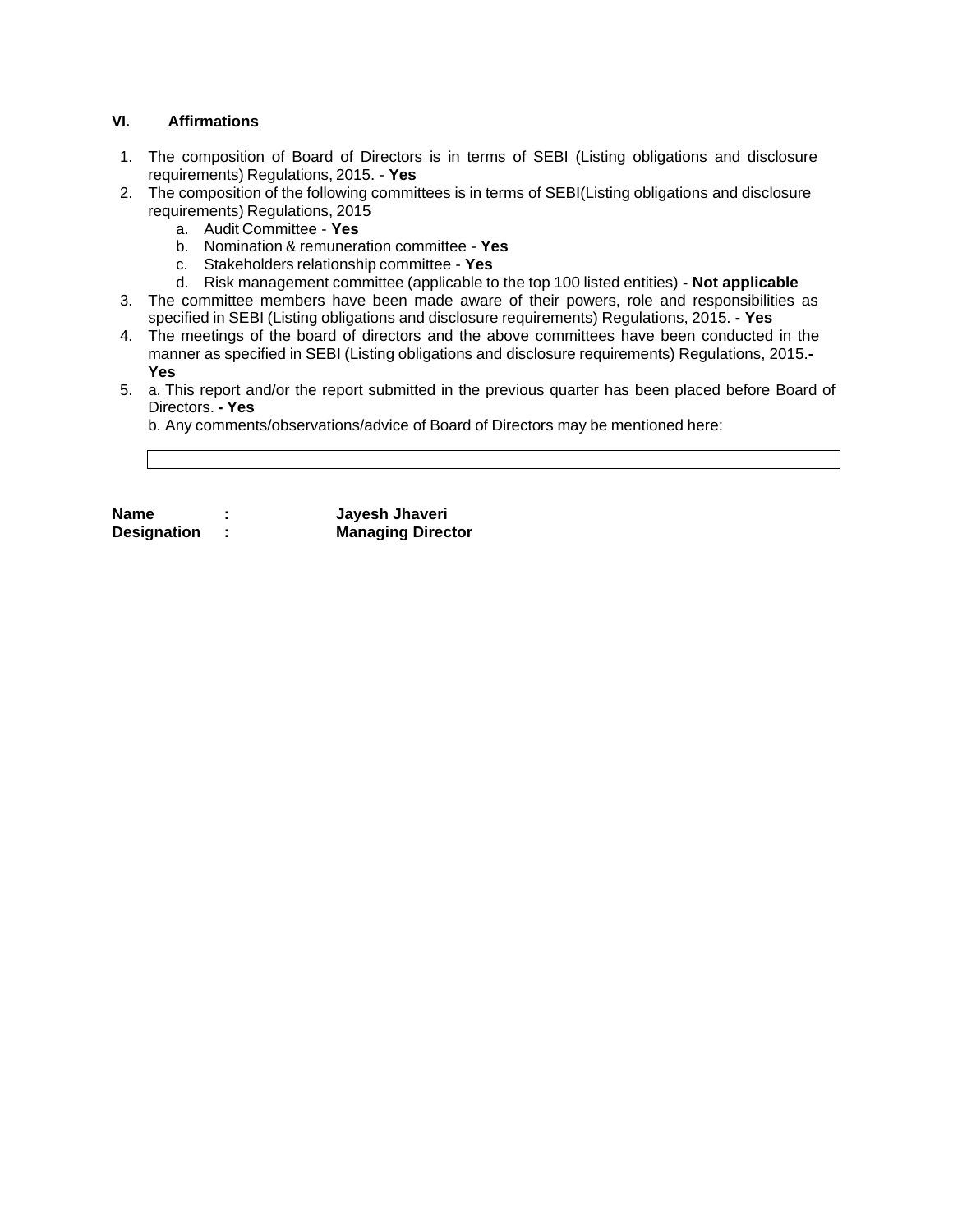## VI. Affirmations

1. The composition of Board of Directors is in terms of SEBI (Listing obligations and disclosure requirements) Regulations, 2015. - **Yes**
2. The composition of the following committees is in terms of SEBI(Listing obligations and disclosure requirements) Regulations, 2015
    a. Audit Committee - **Yes**
    b. Nomination & remuneration committee - **Yes**
    c. Stakeholders relationship committee - **Yes**
    d. Risk management committee (applicable to the top 100 listed entities) **- Not applicable**
3. The committee members have been made aware of their powers, role and responsibilities as specified in SEBI (Listing obligations and disclosure requirements) Regulations, 2015. **- Yes**
4. The meetings of the board of directors and the above committees have been conducted in the manner as specified in SEBI (Listing obligations and disclosure requirements) Regulations, 2015.**- Yes**
5. a. This report and/or the report submitted in the previous quarter has been placed before Board of Directors. **- Yes**

   b. Any comments/observations/advice of Board of Directors may be mentioned here:

| |
|---|
| |

| | | |
|---|---|---|
| **Name** | **:** | **Jayesh Jhaveri** |
| **Designation** | **:** | **Managing Director** |